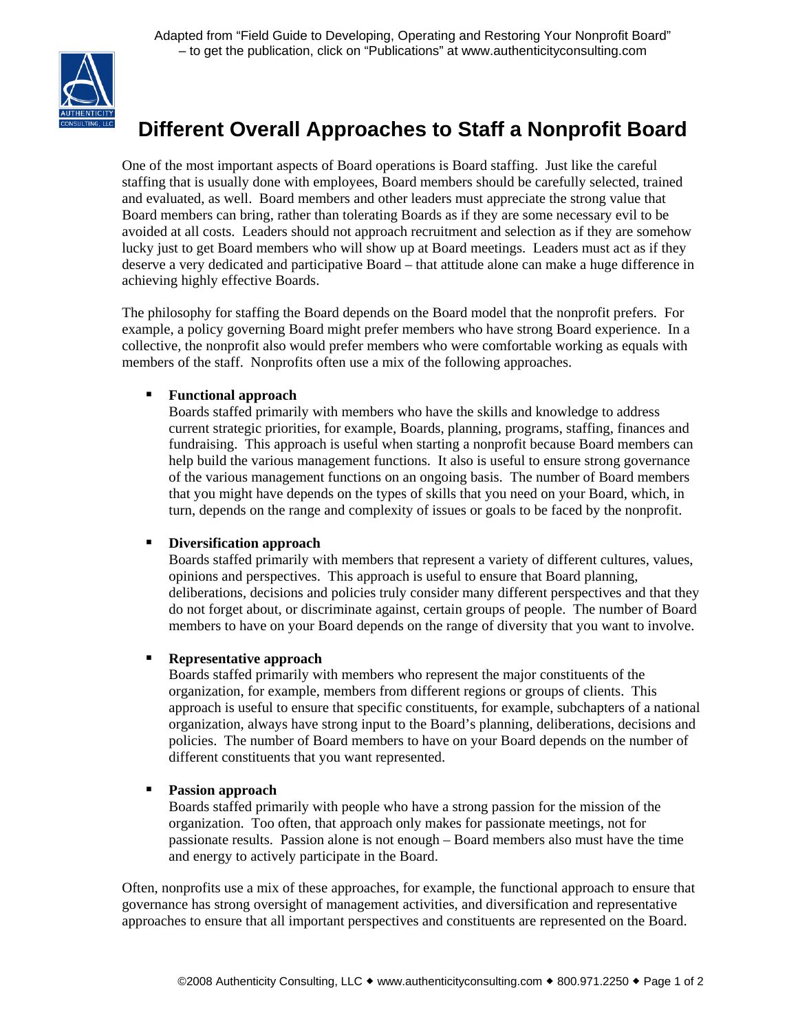Adapted from "Field Guide to Developing, Operating and Restoring Your Nonprofit Board" – to get the publication, click on "Publications" at www.authenticityconsulting.com

# Different Overall Approaches to Staff a Nonprofit Board

One of the most important aspects of Board operations is Board staffing. Just like the careful staffing that is usually done with employees, Board members should be carefully selected, trained and evaluated, as well. Board members and other leaders must appreciate the strong value that Board members can bring, rather than tolerating Boards as if they are some necessary evil to be avoided at all costs. Leaders should not approach recruitment and selection as if they are somehow lucky just to get Board members who will show up at Board meetings. Leaders must act as if they deserve a very dedicated and participative Board – that attitude alone can make a huge difference in achieving highly effective Boards.

The philosophy for staffing the Board depends on the Board model that the nonprofit prefers. For example, a policy governing Board might prefer members who have strong Board experience. In a collective, the nonprofit also would prefer members who were comfortable working as equals with members of the staff. Nonprofits often use a mix of the following approaches.

- **Functional approach**
  Boards staffed primarily with members who have the skills and knowledge to address current strategic priorities, for example, Boards, planning, programs, staffing, finances and fundraising. This approach is useful when starting a nonprofit because Board members can help build the various management functions. It also is useful to ensure strong governance of the various management functions on an ongoing basis. The number of Board members that you might have depends on the types of skills that you need on your Board, which, in turn, depends on the range and complexity of issues or goals to be faced by the nonprofit.

- **Diversification approach**
  Boards staffed primarily with members that represent a variety of different cultures, values, opinions and perspectives. This approach is useful to ensure that Board planning, deliberations, decisions and policies truly consider many different perspectives and that they do not forget about, or discriminate against, certain groups of people. The number of Board members to have on your Board depends on the range of diversity that you want to involve.

- **Representative approach**
  Boards staffed primarily with members who represent the major constituents of the organization, for example, members from different regions or groups of clients. This approach is useful to ensure that specific constituents, for example, subchapters of a national organization, always have strong input to the Board's planning, deliberations, decisions and policies. The number of Board members to have on your Board depends on the number of different constituents that you want represented.

- **Passion approach**
  Boards staffed primarily with people who have a strong passion for the mission of the organization. Too often, that approach only makes for passionate meetings, not for passionate results. Passion alone is not enough – Board members also must have the time and energy to actively participate in the Board.

Often, nonprofits use a mix of these approaches, for example, the functional approach to ensure that governance has strong oversight of management activities, and diversification and representative approaches to ensure that all important perspectives and constituents are represented on the Board.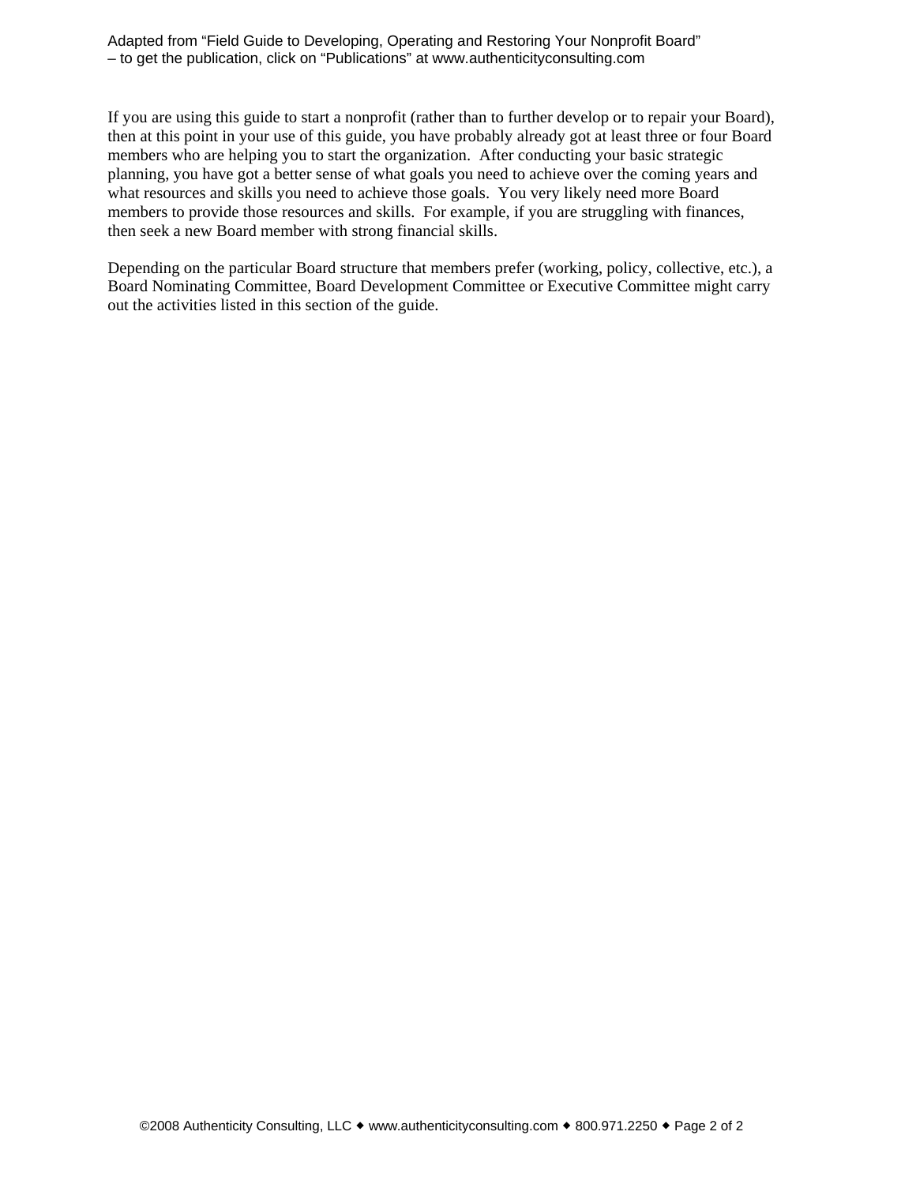If you are using this guide to start a nonprofit (rather than to further develop or to repair your Board), then at this point in your use of this guide, you have probably already got at least three or four Board members who are helping you to start the organization. After conducting your basic strategic planning, you have got a better sense of what goals you need to achieve over the coming years and what resources and skills you need to achieve those goals. You very likely need more Board members to provide those resources and skills. For example, if you are struggling with finances, then seek a new Board member with strong financial skills.

Depending on the particular Board structure that members prefer (working, policy, collective, etc.), a Board Nominating Committee, Board Development Committee or Executive Committee might carry out the activities listed in this section of the guide.